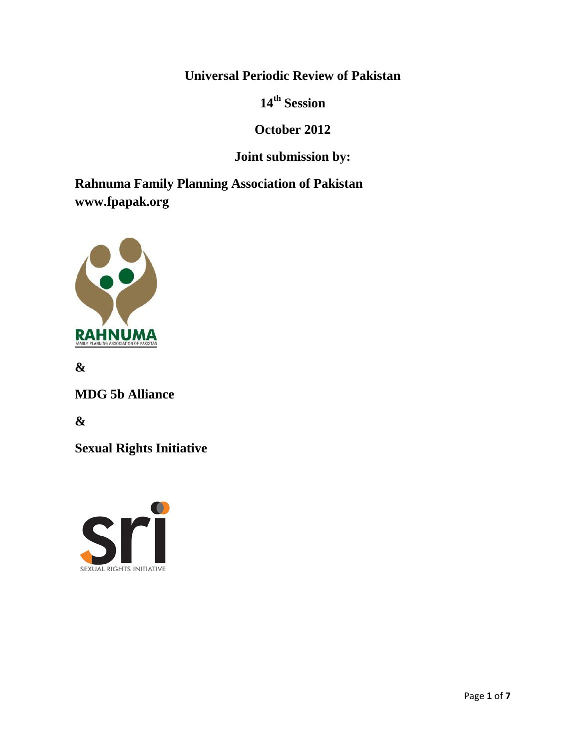**Universal Periodic Review of Pakistan**

**14th Session**

**October 2012**

**Joint submission by:**

**Rahnuma Family Planning Association of Pakistan**
**www.fpapak.org**

**&**

**MDG 5b Alliance**

**&**

**Sexual Rights Initiative**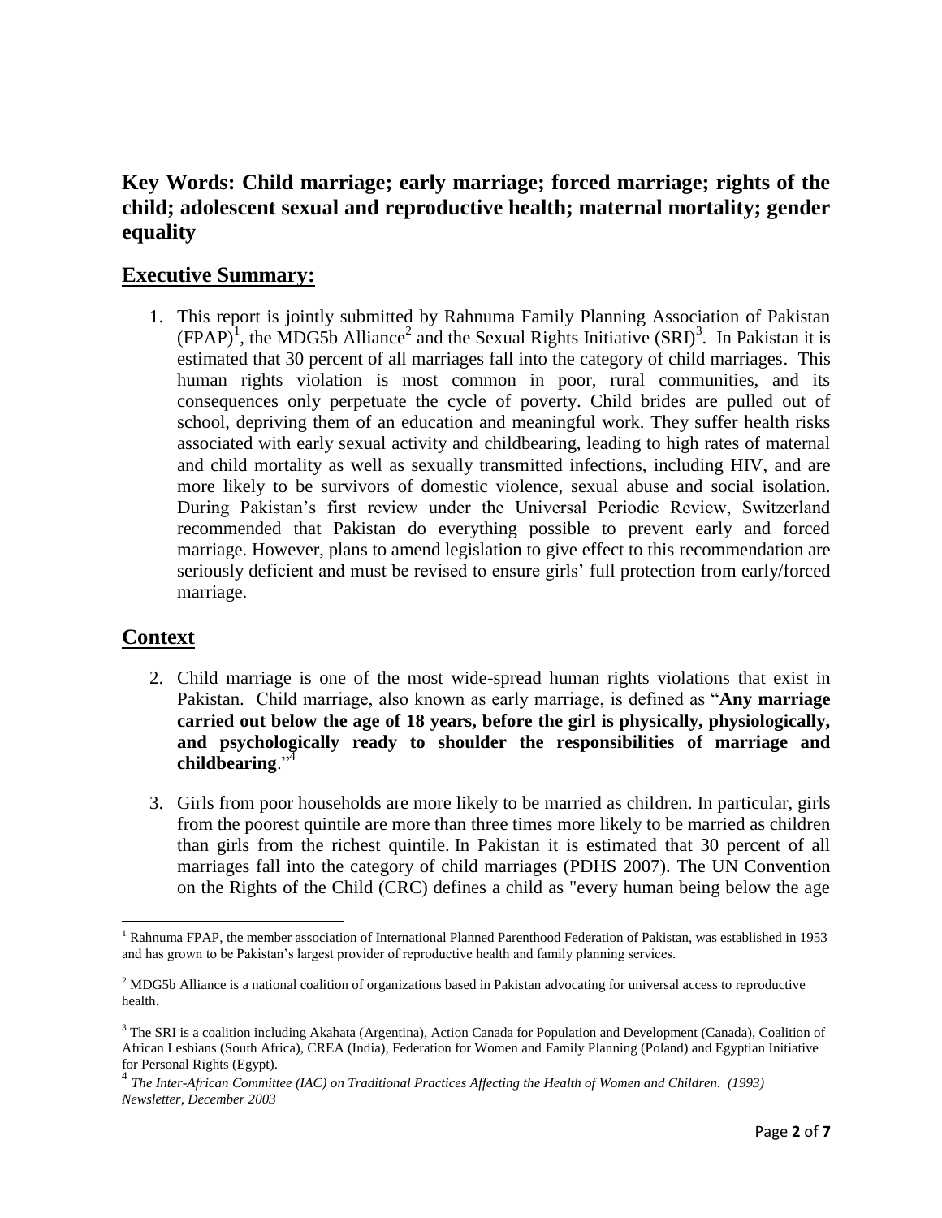**Key Words: Child marriage; early marriage; forced marriage; rights of the child; adolescent sexual and reproductive health; maternal mortality; gender equality**

## Executive Summary:

1. This report is jointly submitted by Rahnuma Family Planning Association of Pakistan (FPAP)[1], the MDG5b Alliance[2] and the Sexual Rights Initiative (SRI)[3]. In Pakistan it is estimated that 30 percent of all marriages fall into the category of child marriages. This human rights violation is most common in poor, rural communities, and its consequences only perpetuate the cycle of poverty. Child brides are pulled out of school, depriving them of an education and meaningful work. They suffer health risks associated with early sexual activity and childbearing, leading to high rates of maternal and child mortality as well as sexually transmitted infections, including HIV, and are more likely to be survivors of domestic violence, sexual abuse and social isolation. During Pakistan's first review under the Universal Periodic Review, Switzerland recommended that Pakistan do everything possible to prevent early and forced marriage. However, plans to amend legislation to give effect to this recommendation are seriously deficient and must be revised to ensure girls' full protection from early/forced marriage.

## Context

2. Child marriage is one of the most wide-spread human rights violations that exist in Pakistan. Child marriage, also known as early marriage, is defined as "**Any marriage carried out below the age of 18 years, before the girl is physically, physiologically, and psychologically ready to shoulder the responsibilities of marriage and childbearing**."[4]

3. Girls from poor households are more likely to be married as children. In particular, girls from the poorest quintile are more than three times more likely to be married as children than girls from the richest quintile. In Pakistan it is estimated that 30 percent of all marriages fall into the category of child marriages (PDHS 2007). The UN Convention on the Rights of the Child (CRC) defines a child as "every human being below the age

---

[1] Rahnuma FPAP, the member association of International Planned Parenthood Federation of Pakistan, was established in 1953 and has grown to be Pakistan's largest provider of reproductive health and family planning services.

[2] MDG5b Alliance is a national coalition of organizations based in Pakistan advocating for universal access to reproductive health.

[3] The SRI is a coalition including Akahata (Argentina), Action Canada for Population and Development (Canada), Coalition of African Lesbians (South Africa), CREA (India), Federation for Women and Family Planning (Poland) and Egyptian Initiative for Personal Rights (Egypt).

[4] *The Inter-African Committee (IAC) on Traditional Practices Affecting the Health of Women and Children. (1993) Newsletter, December 2003*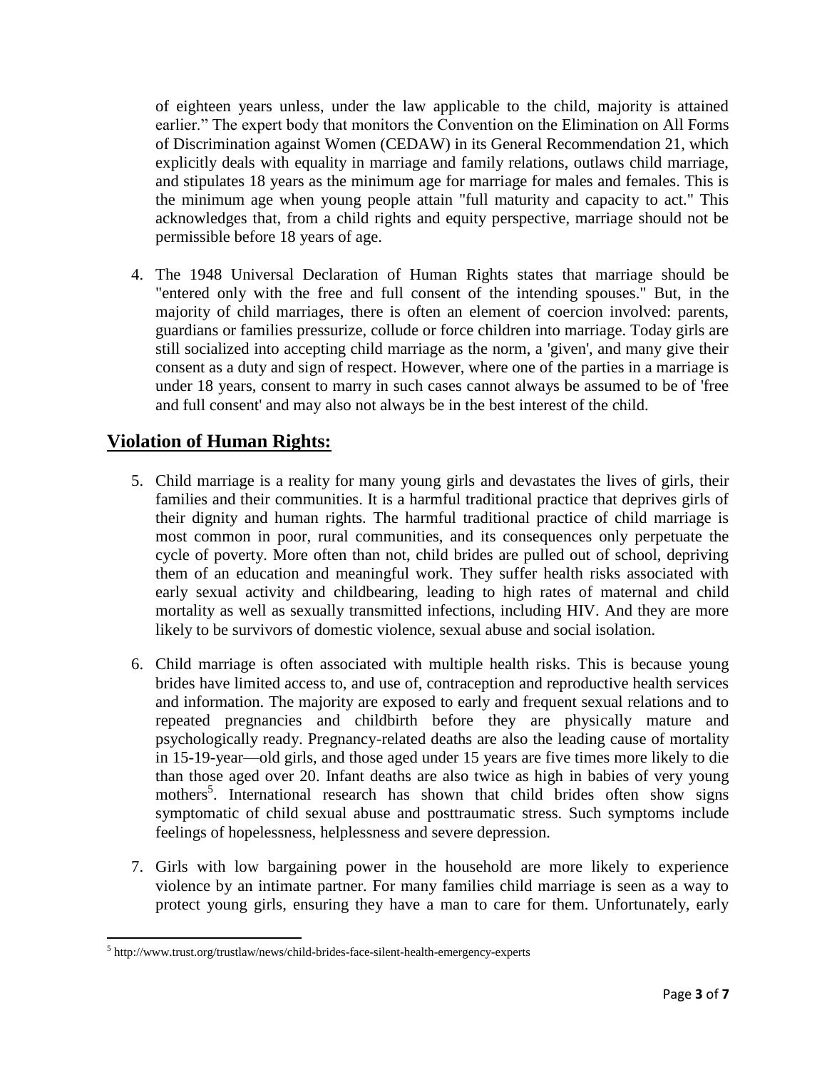of eighteen years unless, under the law applicable to the child, majority is attained earlier." The expert body that monitors the Convention on the Elimination on All Forms of Discrimination against Women (CEDAW) in its General Recommendation 21, which explicitly deals with equality in marriage and family relations, outlaws child marriage, and stipulates 18 years as the minimum age for marriage for males and females. This is the minimum age when young people attain "full maturity and capacity to act." This acknowledges that, from a child rights and equity perspective, marriage should not be permissible before 18 years of age.

4. The 1948 Universal Declaration of Human Rights states that marriage should be "entered only with the free and full consent of the intending spouses." But, in the majority of child marriages, there is often an element of coercion involved: parents, guardians or families pressurize, collude or force children into marriage. Today girls are still socialized into accepting child marriage as the norm, a 'given', and many give their consent as a duty and sign of respect. However, where one of the parties in a marriage is under 18 years, consent to marry in such cases cannot always be assumed to be of 'free and full consent' and may also not always be in the best interest of the child.

## **Violation of Human Rights:**

5. Child marriage is a reality for many young girls and devastates the lives of girls, their families and their communities. It is a harmful traditional practice that deprives girls of their dignity and human rights. The harmful traditional practice of child marriage is most common in poor, rural communities, and its consequences only perpetuate the cycle of poverty. More often than not, child brides are pulled out of school, depriving them of an education and meaningful work. They suffer health risks associated with early sexual activity and childbearing, leading to high rates of maternal and child mortality as well as sexually transmitted infections, including HIV. And they are more likely to be survivors of domestic violence, sexual abuse and social isolation.

6. Child marriage is often associated with multiple health risks. This is because young brides have limited access to, and use of, contraception and reproductive health services and information. The majority are exposed to early and frequent sexual relations and to repeated pregnancies and childbirth before they are physically mature and psychologically ready. Pregnancy-related deaths are also the leading cause of mortality in 15-19-year—old girls, and those aged under 15 years are five times more likely to die than those aged over 20. Infant deaths are also twice as high in babies of very young mothers[5]. International research has shown that child brides often show signs symptomatic of child sexual abuse and posttraumatic stress. Such symptoms include feelings of hopelessness, helplessness and severe depression.

7. Girls with low bargaining power in the household are more likely to experience violence by an intimate partner. For many families child marriage is seen as a way to protect young girls, ensuring they have a man to care for them. Unfortunately, early

---

[5] http://www.trust.org/trustlaw/news/child-brides-face-silent-health-emergency-experts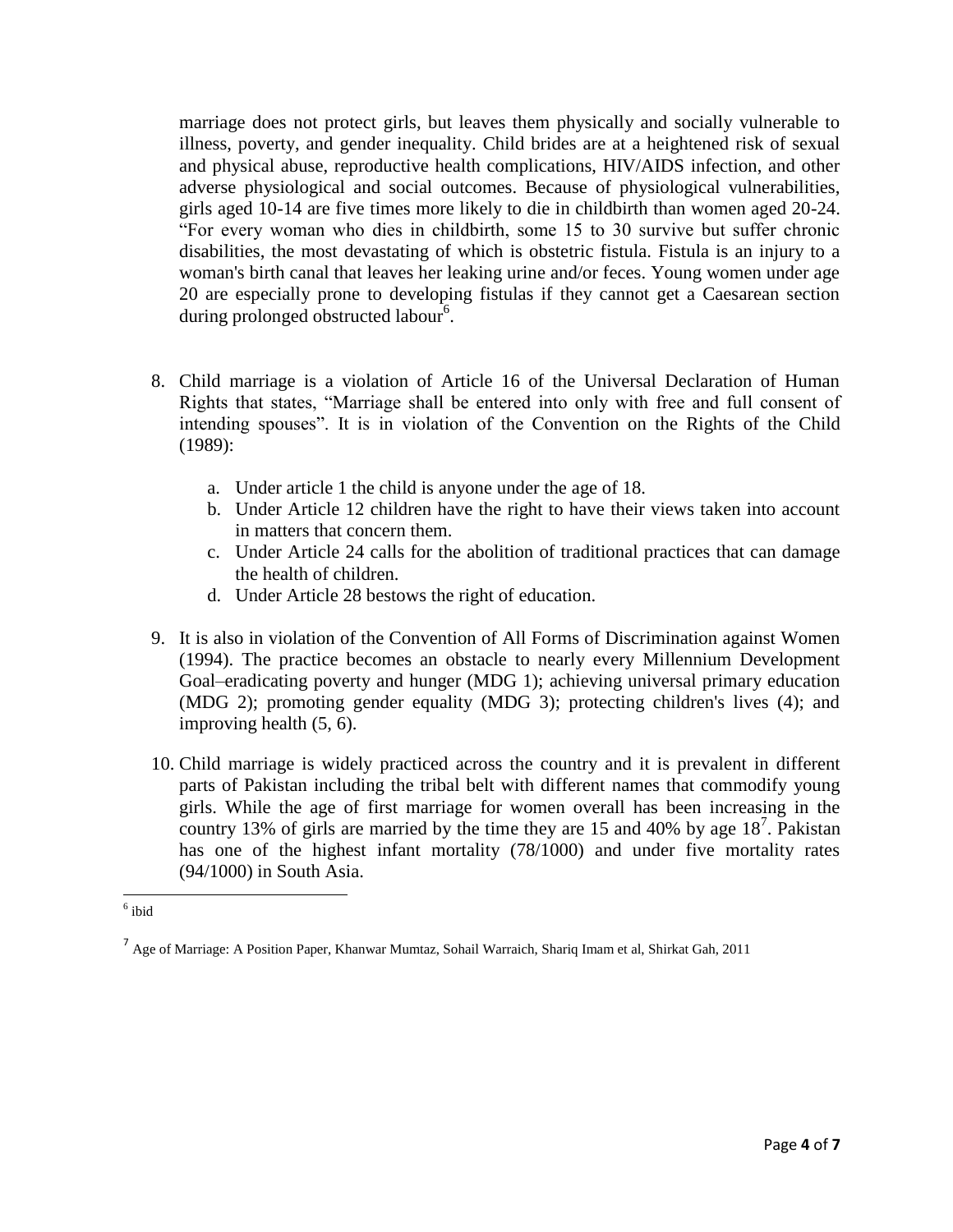marriage does not protect girls, but leaves them physically and socially vulnerable to illness, poverty, and gender inequality. Child brides are at a heightened risk of sexual and physical abuse, reproductive health complications, HIV/AIDS infection, and other adverse physiological and social outcomes. Because of physiological vulnerabilities, girls aged 10-14 are five times more likely to die in childbirth than women aged 20-24. "For every woman who dies in childbirth, some 15 to 30 survive but suffer chronic disabilities, the most devastating of which is obstetric fistula. Fistula is an injury to a woman's birth canal that leaves her leaking urine and/or feces. Young women under age 20 are especially prone to developing fistulas if they cannot get a Caesarean section during prolonged obstructed labour[6].

8. Child marriage is a violation of Article 16 of the Universal Declaration of Human Rights that states, "Marriage shall be entered into only with free and full consent of intending spouses". It is in violation of the Convention on the Rights of the Child (1989):

    a. Under article 1 the child is anyone under the age of 18.
    b. Under Article 12 children have the right to have their views taken into account in matters that concern them.
    c. Under Article 24 calls for the abolition of traditional practices that can damage the health of children.
    d. Under Article 28 bestows the right of education.

9. It is also in violation of the Convention of All Forms of Discrimination against Women (1994). The practice becomes an obstacle to nearly every Millennium Development Goal–eradicating poverty and hunger (MDG 1); achieving universal primary education (MDG 2); promoting gender equality (MDG 3); protecting children's lives (4); and improving health (5, 6).

10. Child marriage is widely practiced across the country and it is prevalent in different parts of Pakistan including the tribal belt with different names that commodify young girls. While the age of first marriage for women overall has been increasing in the country 13% of girls are married by the time they are 15 and 40% by age 18[7]. Pakistan has one of the highest infant mortality (78/1000) and under five mortality rates (94/1000) in South Asia.

---

[6] ibid

[7] Age of Marriage: A Position Paper, Khanwar Mumtaz, Sohail Warraich, Shariq Imam et al, Shirkat Gah, 2011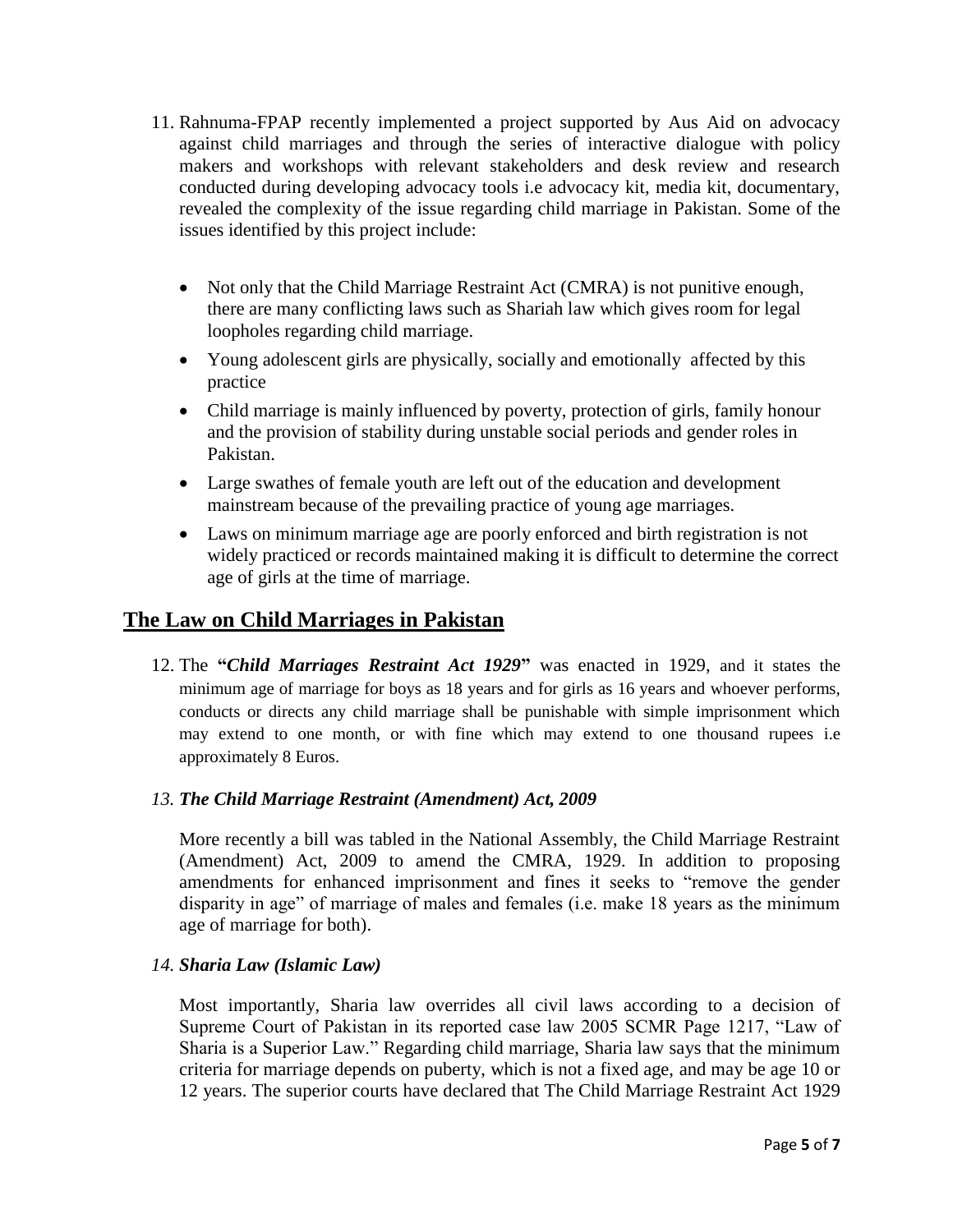11. Rahnuma-FPAP recently implemented a project supported by Aus Aid on advocacy against child marriages and through the series of interactive dialogue with policy makers and workshops with relevant stakeholders and desk review and research conducted during developing advocacy tools i.e advocacy kit, media kit, documentary, revealed the complexity of the issue regarding child marriage in Pakistan. Some of the issues identified by this project include:

    - Not only that the Child Marriage Restraint Act (CMRA) is not punitive enough, there are many conflicting laws such as Shariah law which gives room for legal loopholes regarding child marriage.
    - Young adolescent girls are physically, socially and emotionally affected by this practice
    - Child marriage is mainly influenced by poverty, protection of girls, family honour and the provision of stability during unstable social periods and gender roles in Pakistan.
    - Large swathes of female youth are left out of the education and development mainstream because of the prevailing practice of young age marriages.
    - Laws on minimum marriage age are poorly enforced and birth registration is not widely practiced or records maintained making it is difficult to determine the correct age of girls at the time of marriage.

## The Law on Child Marriages in Pakistan

12. The **"*Child Marriages Restraint Act 1929*"** was enacted in 1929, and it states the minimum age of marriage for boys as 18 years and for girls as 16 years and whoever performs, conducts or directs any child marriage shall be punishable with simple imprisonment which may extend to one month, or with fine which may extend to one thousand rupees i.e approximately 8 Euros.

13. ***The Child Marriage Restraint (Amendment) Act, 2009***

    More recently a bill was tabled in the National Assembly, the Child Marriage Restraint (Amendment) Act, 2009 to amend the CMRA, 1929. In addition to proposing amendments for enhanced imprisonment and fines it seeks to "remove the gender disparity in age" of marriage of males and females (i.e. make 18 years as the minimum age of marriage for both).

14. ***Sharia Law (Islamic Law)***

    Most importantly, Sharia law overrides all civil laws according to a decision of Supreme Court of Pakistan in its reported case law 2005 SCMR Page 1217, "Law of Sharia is a Superior Law." Regarding child marriage, Sharia law says that the minimum criteria for marriage depends on puberty, which is not a fixed age, and may be age 10 or 12 years. The superior courts have declared that The Child Marriage Restraint Act 1929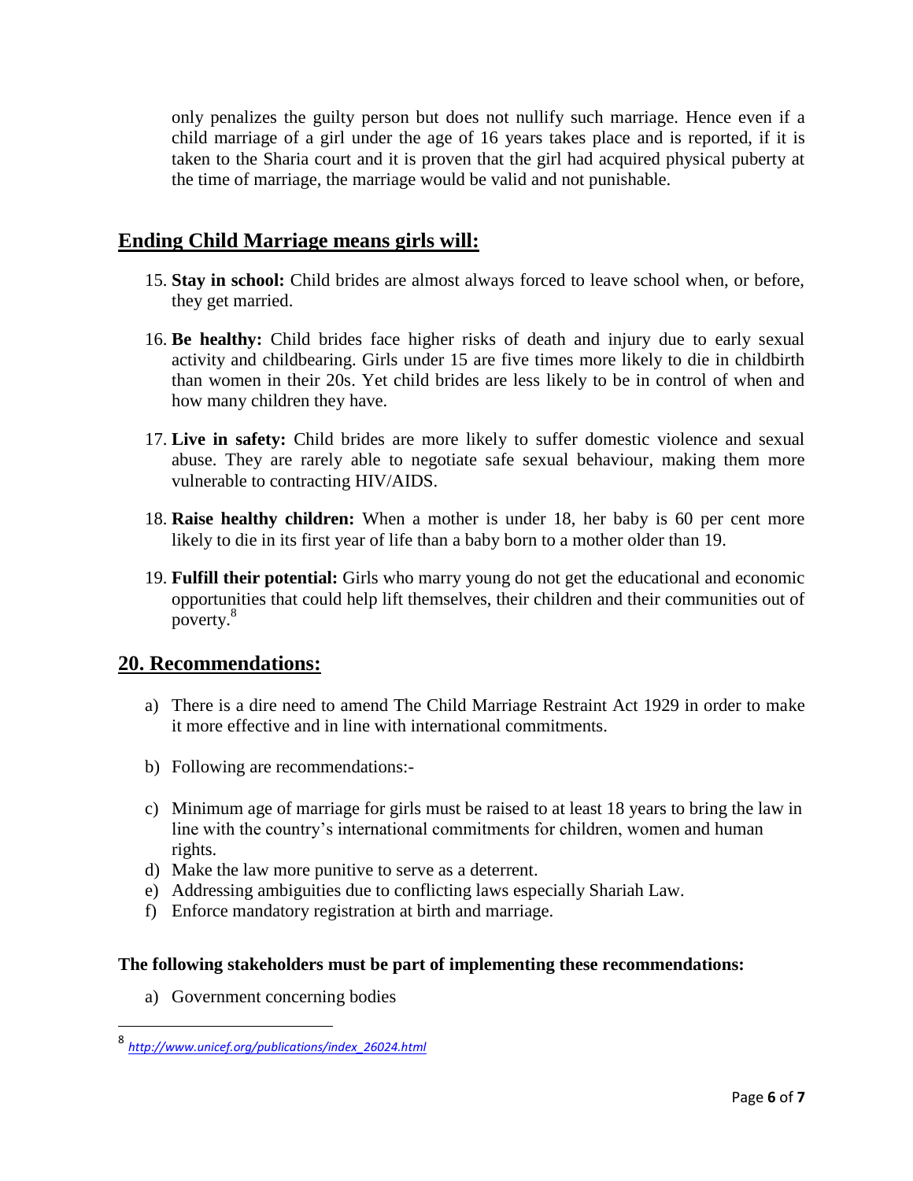only penalizes the guilty person but does not nullify such marriage. Hence even if a child marriage of a girl under the age of 16 years takes place and is reported, if it is taken to the Sharia court and it is proven that the girl had acquired physical puberty at the time of marriage, the marriage would be valid and not punishable.

## Ending Child Marriage means girls will:

15. **Stay in school:** Child brides are almost always forced to leave school when, or before, they get married.

16. **Be healthy:** Child brides face higher risks of death and injury due to early sexual activity and childbearing. Girls under 15 are five times more likely to die in childbirth than women in their 20s. Yet child brides are less likely to be in control of when and how many children they have.

17. **Live in safety:** Child brides are more likely to suffer domestic violence and sexual abuse. They are rarely able to negotiate safe sexual behaviour, making them more vulnerable to contracting HIV/AIDS.

18. **Raise healthy children:** When a mother is under 18, her baby is 60 per cent more likely to die in its first year of life than a baby born to a mother older than 19.

19. **Fulfill their potential:** Girls who marry young do not get the educational and economic opportunities that could help lift themselves, their children and their communities out of poverty.[8]

## 20. Recommendations:

a) There is a dire need to amend The Child Marriage Restraint Act 1929 in order to make it more effective and in line with international commitments.

b) Following are recommendations:-

c) Minimum age of marriage for girls must be raised to at least 18 years to bring the law in line with the country's international commitments for children, women and human rights.
d) Make the law more punitive to serve as a deterrent.
e) Addressing ambiguities due to conflicting laws especially Shariah Law.
f) Enforce mandatory registration at birth and marriage.

**The following stakeholders must be part of implementing these recommendations:**

a) Government concerning bodies

---

[8] *http://www.unicef.org/publications/index_26024.html*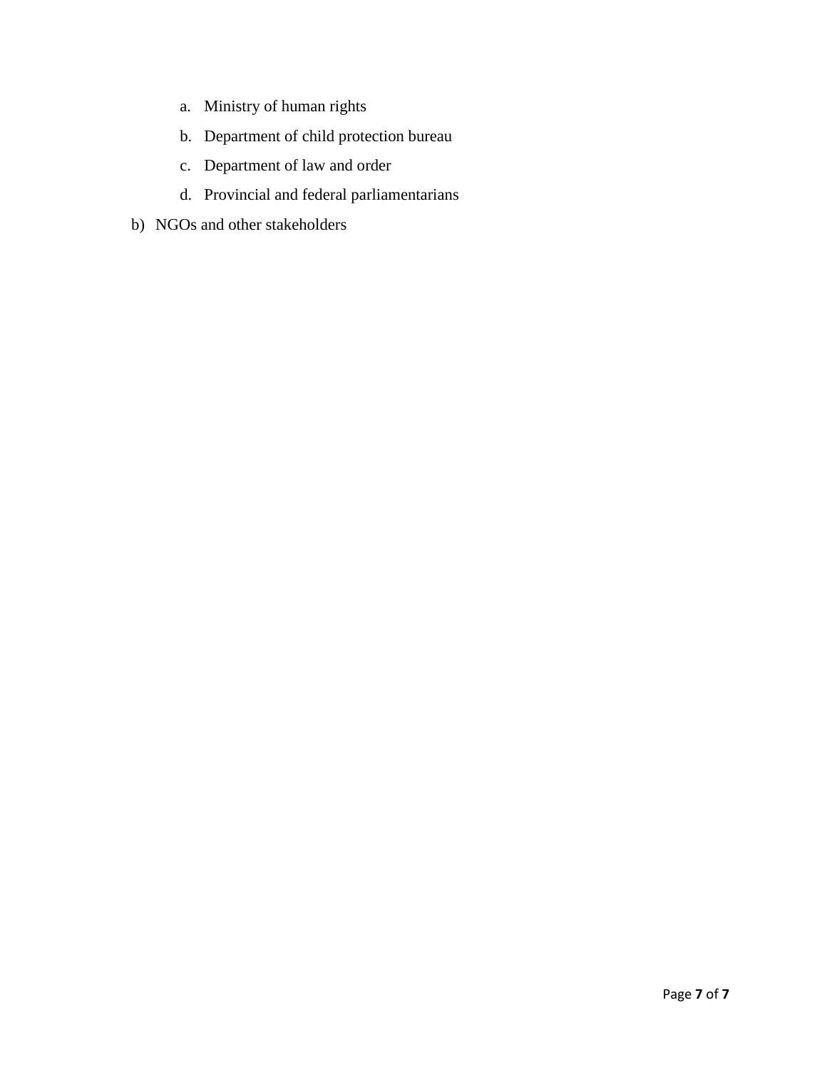a. Ministry of human rights
   b. Department of child protection bureau
   c. Department of law and order
   d. Provincial and federal parliamentarians

b) NGOs and other stakeholders